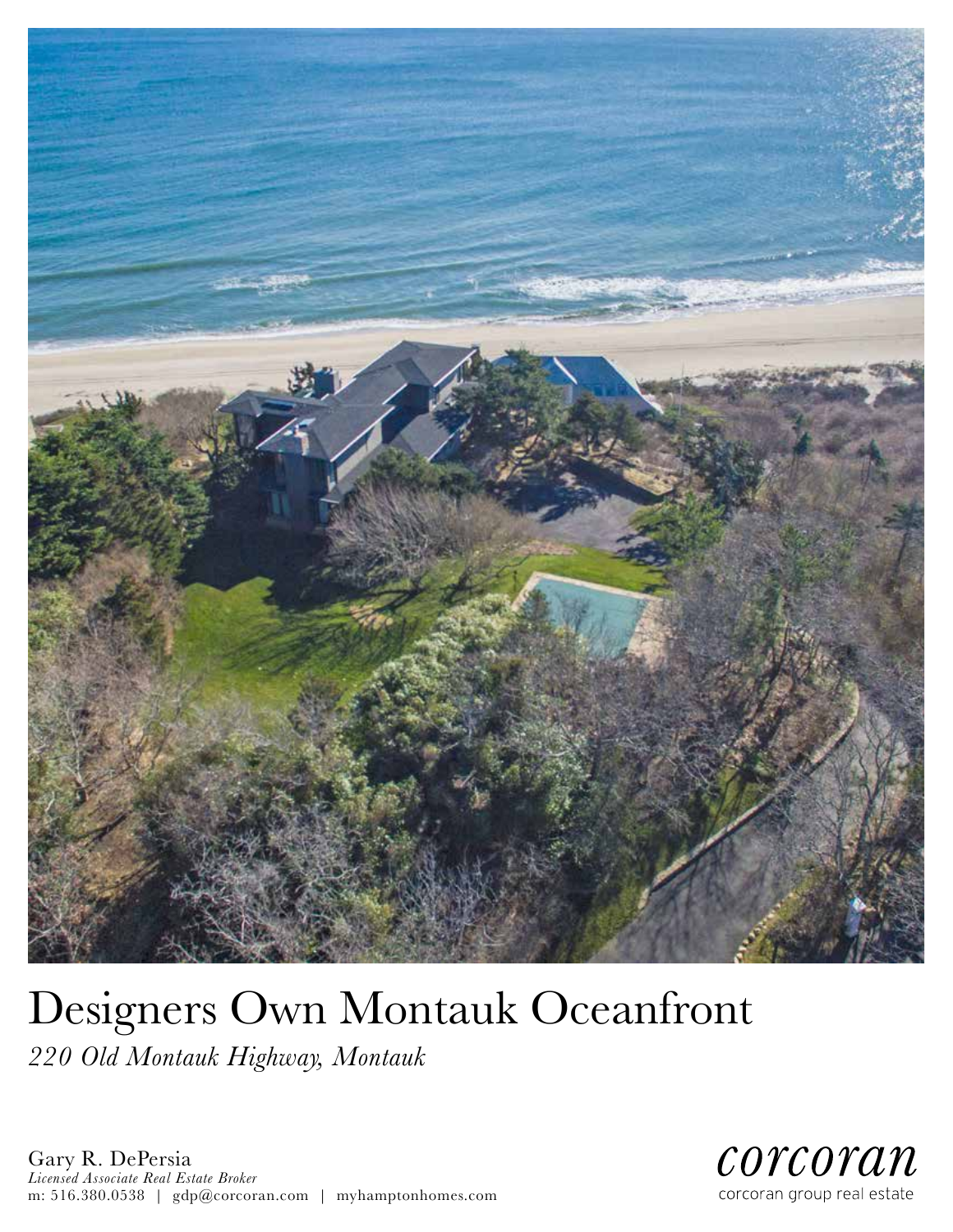# Designers Own Montauk Oceanfront

*220 Old Montauk Highway, Montauk*

Gary R. DePersia
*Licensed Associate Real Estate Broker*
m: 516.380.0538 | gdp@corcoran.com | myhamptonhomes.com

corcoran
corcoran group real estate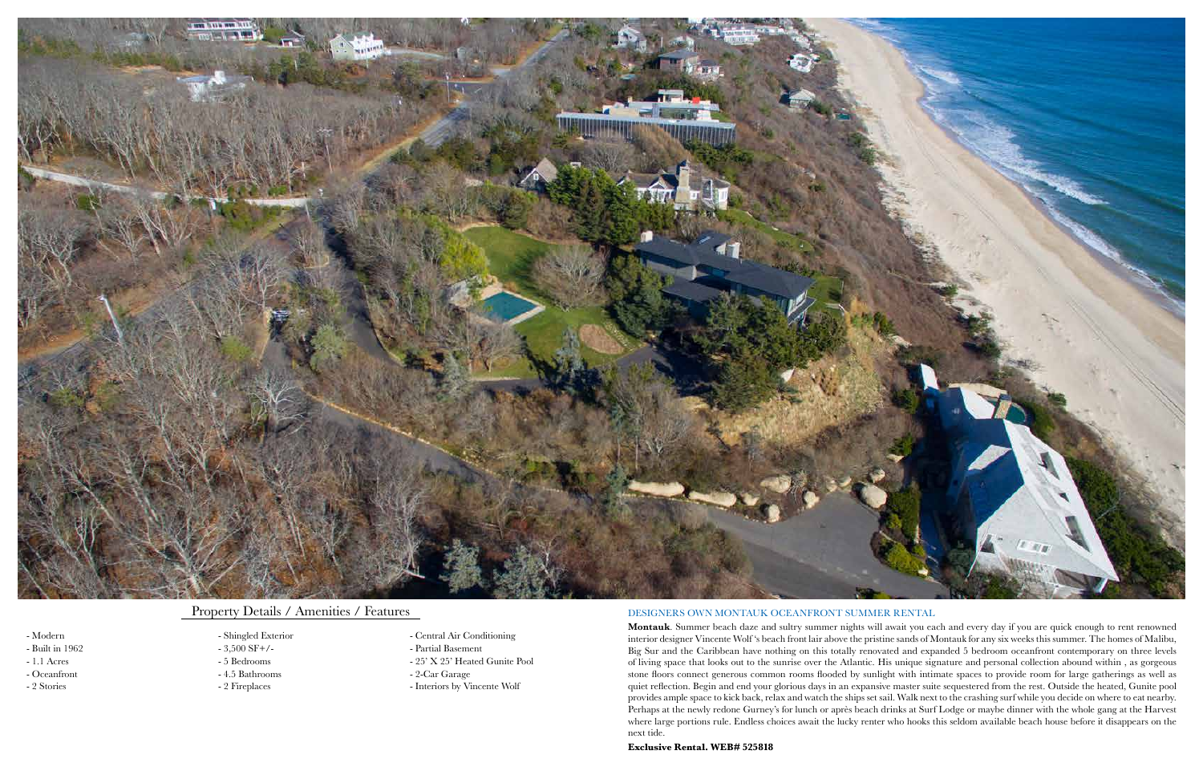## Property Details / Amenities / Features

- Modern
- Built in 1962
- 1.1 Acres
- Oceanfront
- 2 Stories
- Shingled Exterior
- 3,500 SF+/-
- 5 Bedrooms
- 4.5 Bathrooms
- 2 Fireplaces
- Central Air Conditioning
- Partial Basement
- 25' X 25' Heated Gunite Pool
- 2-Car Garage
- Interiors by Vincente Wolf

## DESIGNERS OWN MONTAUK OCEANFRONT SUMMER RENTAL

**Montauk**. Summer beach daze and sultry summer nights will await you each and every day if you are quick enough to rent renowned interior designer Vincente Wolf 's beach front lair above the pristine sands of Montauk for any six weeks this summer. The homes of Malibu, Big Sur and the Caribbean have nothing on this totally renovated and expanded 5 bedroom oceanfront contemporary on three levels of living space that looks out to the sunrise over the Atlantic. His unique signature and personal collection abound within , as gorgeous stone floors connect generous common rooms flooded by sunlight with intimate spaces to provide room for large gatherings as well as quiet reflection. Begin and end your glorious days in an expansive master suite sequestered from the rest. Outside the heated, Gunite pool provides ample space to kick back, relax and watch the ships set sail. Walk next to the crashing surf while you decide on where to eat nearby. Perhaps at the newly redone Gurney's for lunch or après beach drinks at Surf Lodge or maybe dinner with the whole gang at the Harvest where large portions rule. Endless choices await the lucky renter who hooks this seldom available beach house before it disappears on the next tide.

**Exclusive Rental. WEB# 525818**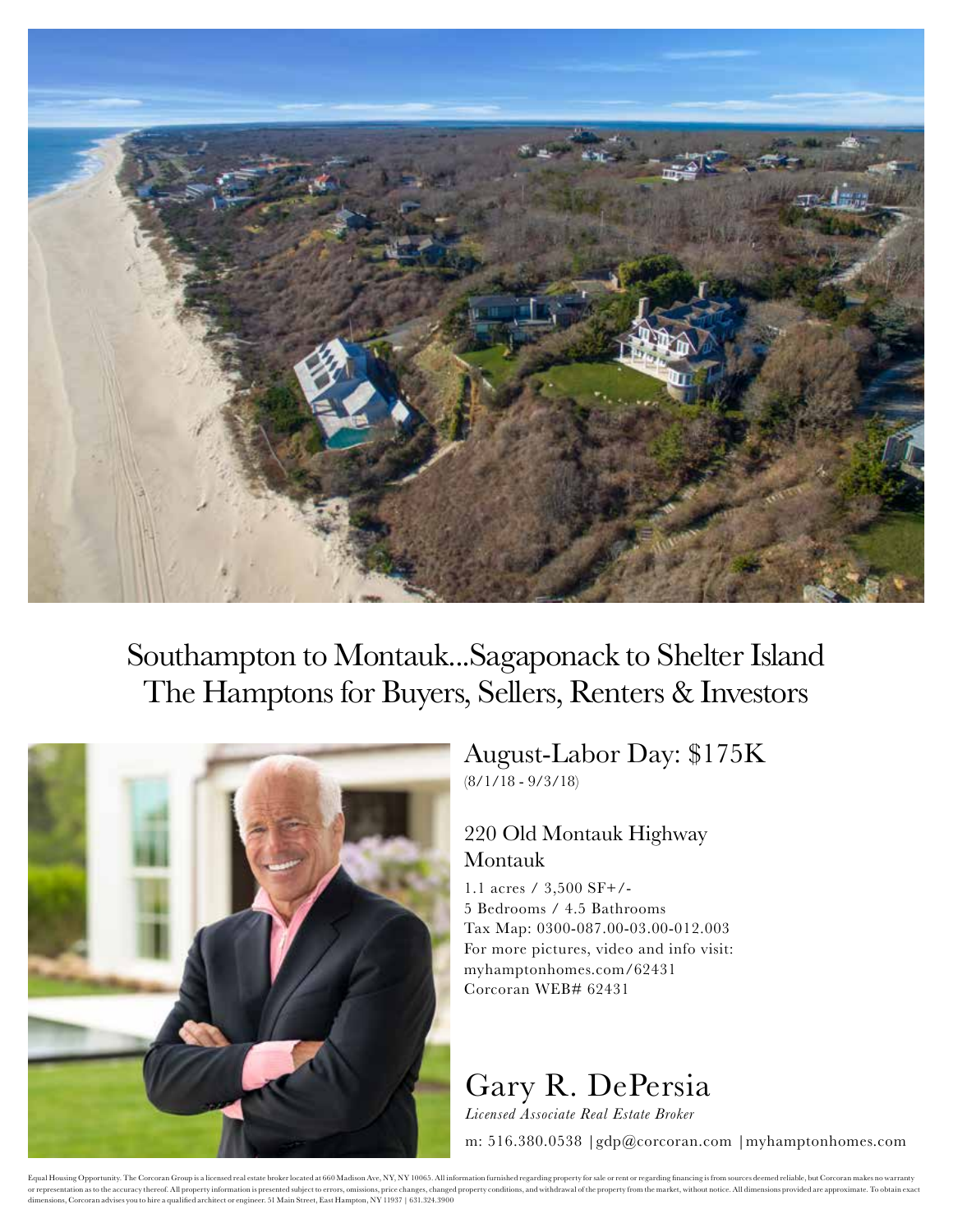# Southampton to Montauk...Sagaponack to Shelter Island
# The Hamptons for Buyers, Sellers, Renters & Investors

## August-Labor Day: $175K

(8/1/18 - 9/3/18)

### 220 Old Montauk Highway
### Montauk

1.1 acres / 3,500 SF+/-
5 Bedrooms / 4.5 Bathrooms
Tax Map: 0300-087.00-03.00-012.003
For more pictures, video and info visit:
myhamptonhomes.com/62431
Corcoran WEB# 62431

## Gary R. DePersia

*Licensed Associate Real Estate Broker*

m: 516.380.0538 | gdp@corcoran.com | myhamptonhomes.com

Equal Housing Opportunity. The Corcoran Group is a licensed real estate broker located at 660 Madison Ave, NY, NY 10065. All information furnished regarding property for sale or rent or regarding financing is from sources deemed reliable, but Corcoran makes no warranty or representation as to the accuracy thereof. All property information is presented subject to errors, omissions, price changes, changed property conditions, and withdrawal of the property from the market, without notice. All dimensions provided are approximate. To obtain exact dimensions, Corcoran advises you to hire a qualified architect or engineer. 51 Main Street, East Hampton, NY 11937 | 631.324.3900